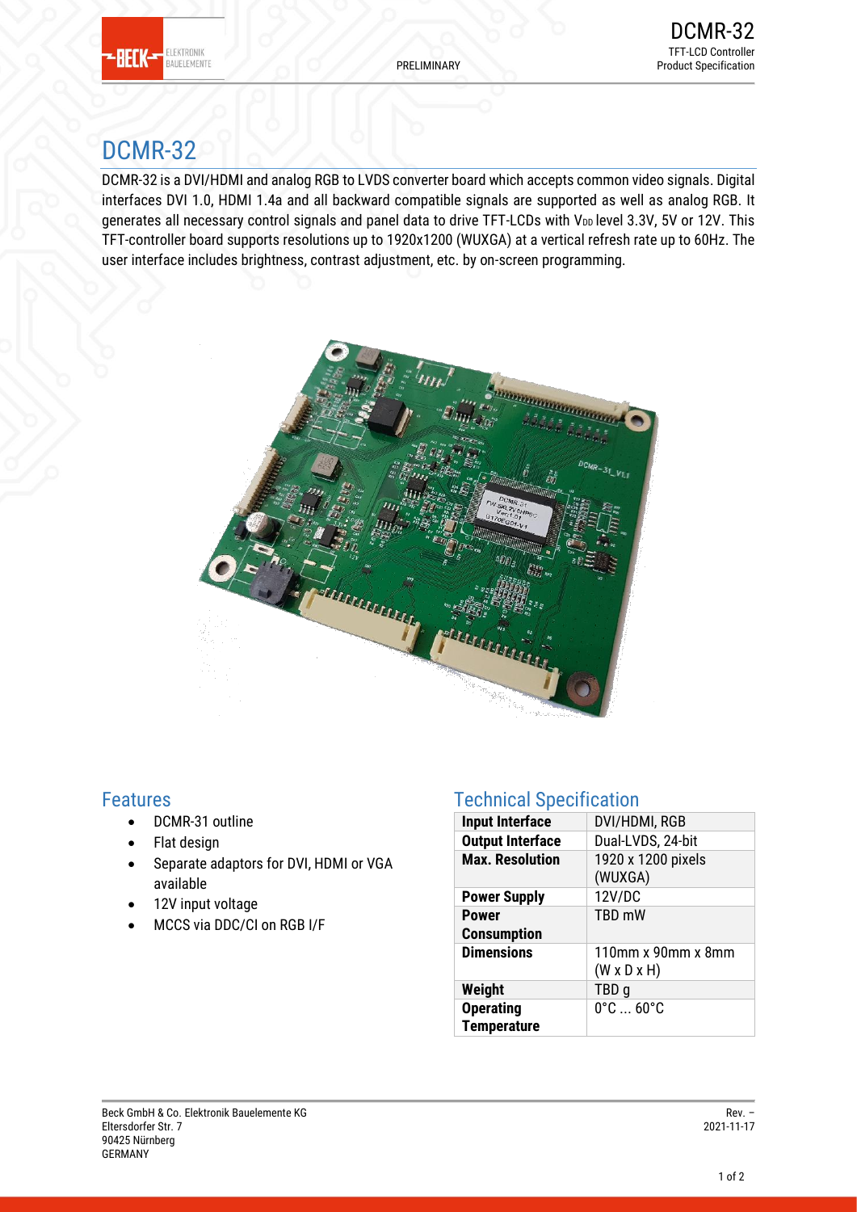# DCMR-32

DCMR-32 is a DVI/HDMI and analog RGB to LVDS converter board which accepts common video signals. Digital interfaces DVI 1.0, HDMI 1.4a and all backward compatible signals are supported as well as analog RGB. It generates all necessary control signals and panel data to drive TFT-LCDs with $V_{DD}$ level 3.3V, 5V or 12V. This TFT-controller board supports resolutions up to 1920x1200 (WUXGA) at a vertical refresh rate up to 60Hz. The user interface includes brightness, contrast adjustment, etc. by on-screen programming.

## Features

- DCMR-31 outline
- Flat design
- Separate adaptors for DVI, HDMI or VGA available
- 12V input voltage
- MCCS via DDC/CI on RGB I/F

## Technical Specification

| **Input Interface** | DVI/HDMI, RGB |
|---|---|
| **Output Interface** | Dual-LVDS, 24-bit |
| **Max. Resolution** | 1920 x 1200 pixels (WUXGA) |
| **Power Supply** | 12V/DC |
| **Power Consumption** | TBD mW |
| **Dimensions** | 110mm x 90mm x 8mm (W x D x H) |
| **Weight** | TBD g |
| **Operating Temperature** | 0°C ... 60°C |

Beck GmbH & Co. Elektronik Bauelemente KG
Eltersdorfer Str. 7
90425 Nürnberg
GERMANY

Rev. –
2021-11-17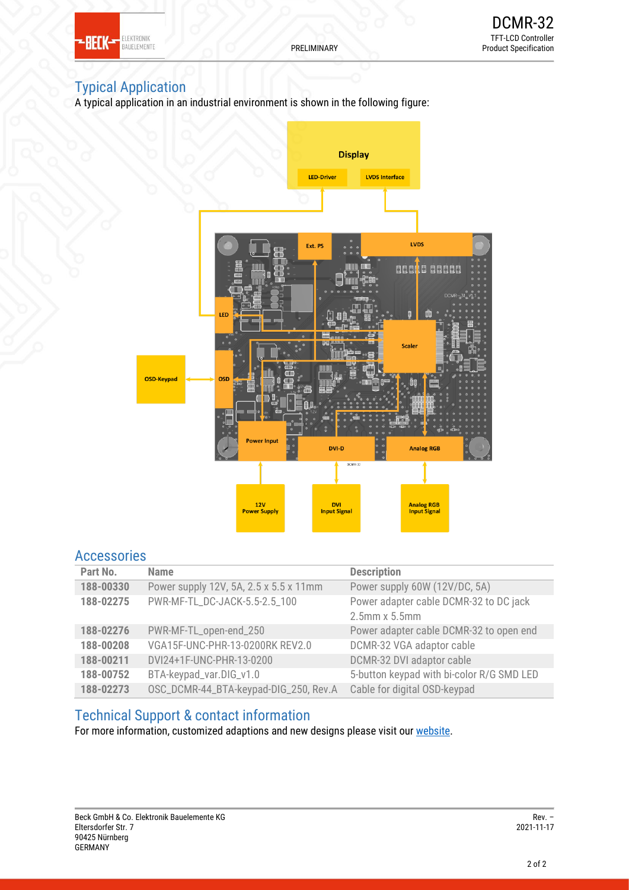## Typical Application

A typical application in an industrial environment is shown in the following figure:

Display
LED-Driver
LVDS Interface
Ext. PS
LVDS
LED
Scaler
OSD-Keypad
OSD
Power Input
DVI-D
Analog RGB
12V Power Supply
DVI Input Signal
Analog RGB Input Signal

## Accessories

| Part No. | Name | Description |
|---|---|---|
| 188-00330 | Power supply 12V, 5A, 2.5 x 5.5 x 11mm | Power supply 60W (12V/DC, 5A) |
| 188-02275 | PWR-MF-TL_DC-JACK-5.5-2.5_100 | Power adapter cable DCMR-32 to DC jack 2.5mm x 5.5mm |
| 188-02276 | PWR-MF-TL_open-end_250 | Power adapter cable DCMR-32 to open end |
| 188-00208 | VGA15F-UNC-PHR-13-0200RK REV2.0 | DCMR-32 VGA adaptor cable |
| 188-00211 | DVI24+1F-UNC-PHR-13-0200 | DCMR-32 DVI adaptor cable |
| 188-00752 | BTA-keypad_var.DIG_v1.0 | 5-button keypad with bi-color R/G SMD LED |
| 188-02273 | OSC_DCMR-44_BTA-keypad-DIG_250, Rev.A | Cable for digital OSD-keypad |

## Technical Support & contact information

For more information, customized adaptions and new designs please visit our website.

Beck GmbH & Co. Elektronik Bauelemente KG
Eltersdorfer Str. 7
90425 Nürnberg
GERMANY

Rev. –
2021-11-17